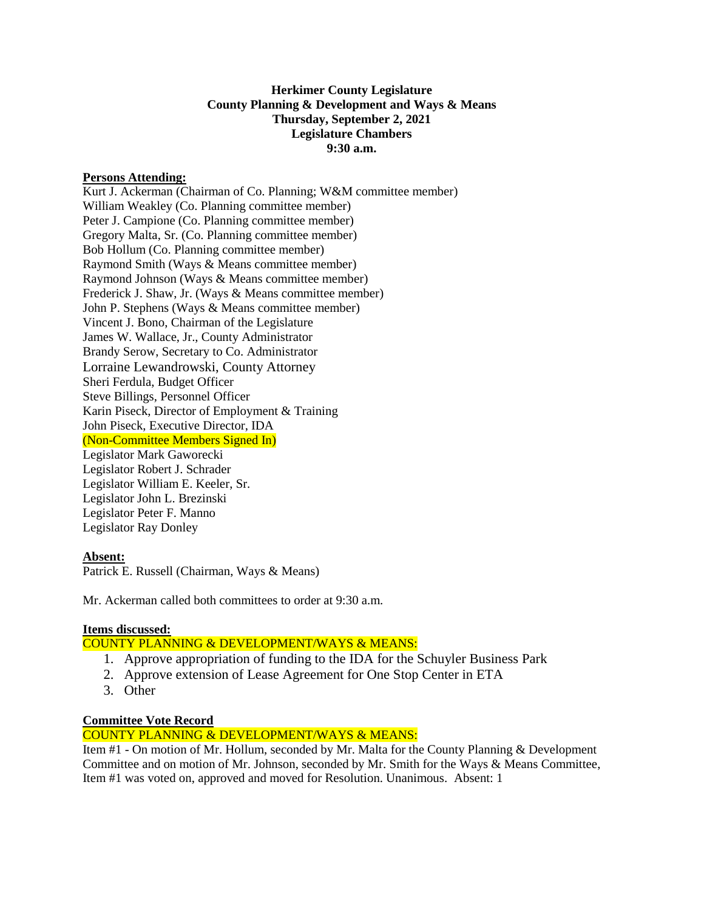**Herkimer County Legislature**
**County Planning & Development and Ways & Means**
**Thursday, September 2, 2021**
**Legislature Chambers**
**9:30 a.m.**

**Persons Attending:**

Kurt J. Ackerman (Chairman of Co. Planning; W&M committee member)
William Weakley (Co. Planning committee member)
Peter J. Campione (Co. Planning committee member)
Gregory Malta, Sr. (Co. Planning committee member)
Bob Hollum (Co. Planning committee member)
Raymond Smith (Ways & Means committee member)
Raymond Johnson (Ways & Means committee member)
Frederick J. Shaw, Jr. (Ways & Means committee member)
John P. Stephens (Ways & Means committee member)
Vincent J. Bono, Chairman of the Legislature
James W. Wallace, Jr., County Administrator
Brandy Serow, Secretary to Co. Administrator
Lorraine Lewandrowski, County Attorney
Sheri Ferdula, Budget Officer
Steve Billings, Personnel Officer
Karin Piseck, Director of Employment & Training
John Piseck, Executive Director, IDA
(Non-Committee Members Signed In)
Legislator Mark Gaworecki
Legislator Robert J. Schrader
Legislator William E. Keeler, Sr.
Legislator John L. Brezinski
Legislator Peter F. Manno
Legislator Ray Donley

**Absent:**

Patrick E. Russell (Chairman, Ways & Means)

Mr. Ackerman called both committees to order at 9:30 a.m.

**Items discussed:**

COUNTY PLANNING & DEVELOPMENT/WAYS & MEANS:

1. Approve appropriation of funding to the IDA for the Schuyler Business Park
2. Approve extension of Lease Agreement for One Stop Center in ETA
3. Other

**Committee Vote Record**

COUNTY PLANNING & DEVELOPMENT/WAYS & MEANS:

Item #1 - On motion of Mr. Hollum, seconded by Mr. Malta for the County Planning & Development Committee and on motion of Mr. Johnson, seconded by Mr. Smith for the Ways & Means Committee, Item #1 was voted on, approved and moved for Resolution. Unanimous. Absent: 1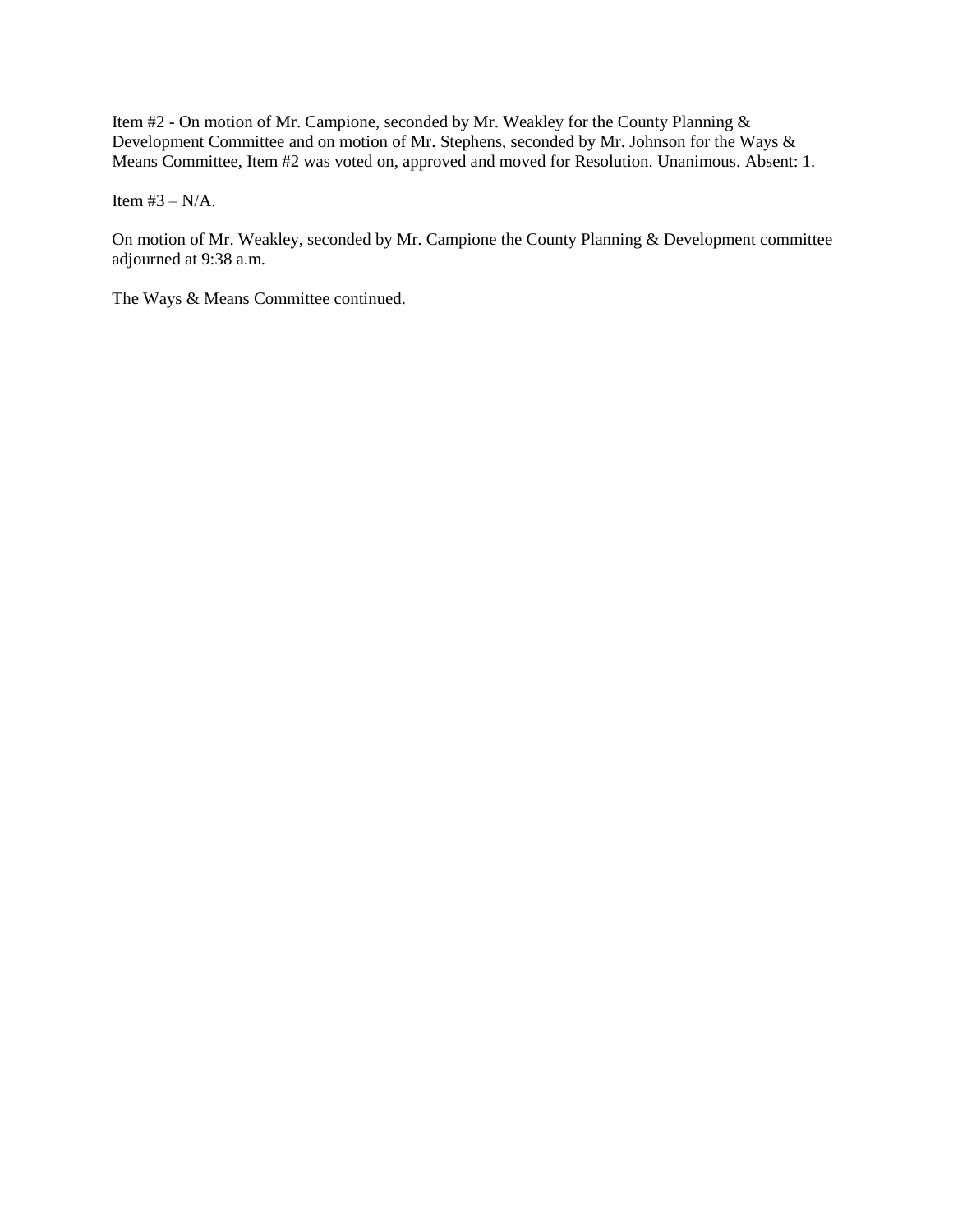Item #2 - On motion of Mr. Campione, seconded by Mr. Weakley for the County Planning & Development Committee and on motion of Mr. Stephens, seconded by Mr. Johnson for the Ways & Means Committee, Item #2 was voted on, approved and moved for Resolution. Unanimous. Absent: 1.

Item #3 – N/A.

On motion of Mr. Weakley, seconded by Mr. Campione the County Planning & Development committee adjourned at 9:38 a.m.

The Ways & Means Committee continued.